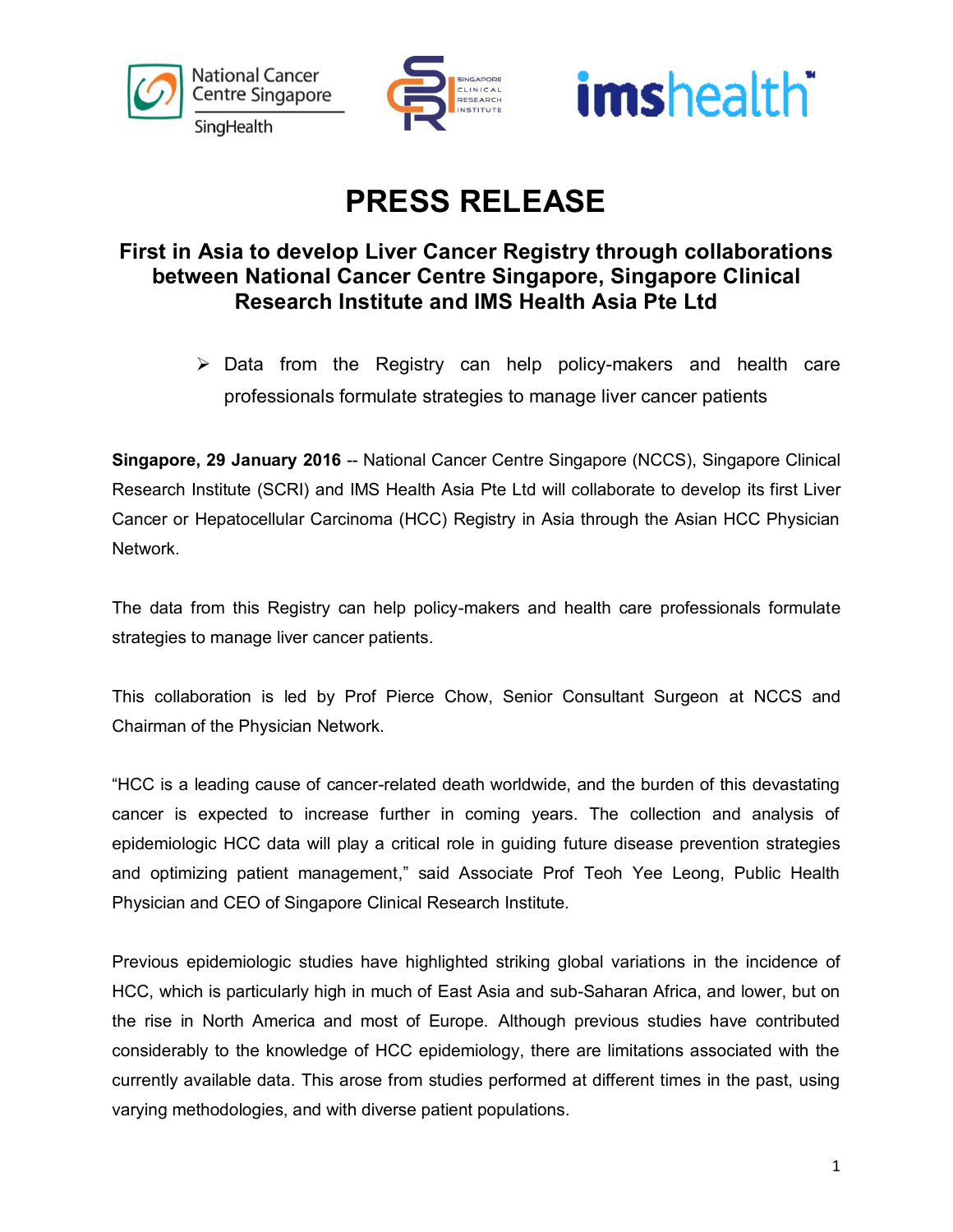# PRESS RELEASE

## First in Asia to develop Liver Cancer Registry through collaborations between National Cancer Centre Singapore, Singapore Clinical Research Institute and IMS Health Asia Pte Ltd

- Data from the Registry can help policy-makers and health care professionals formulate strategies to manage liver cancer patients

**Singapore, 29 January 2016** -- National Cancer Centre Singapore (NCCS), Singapore Clinical Research Institute (SCRI) and IMS Health Asia Pte Ltd will collaborate to develop its first Liver Cancer or Hepatocellular Carcinoma (HCC) Registry in Asia through the Asian HCC Physician Network.

The data from this Registry can help policy-makers and health care professionals formulate strategies to manage liver cancer patients.

This collaboration is led by Prof Pierce Chow, Senior Consultant Surgeon at NCCS and Chairman of the Physician Network.

"HCC is a leading cause of cancer-related death worldwide, and the burden of this devastating cancer is expected to increase further in coming years. The collection and analysis of epidemiologic HCC data will play a critical role in guiding future disease prevention strategies and optimizing patient management," said Associate Prof Teoh Yee Leong, Public Health Physician and CEO of Singapore Clinical Research Institute.

Previous epidemiologic studies have highlighted striking global variations in the incidence of HCC, which is particularly high in much of East Asia and sub-Saharan Africa, and lower, but on the rise in North America and most of Europe. Although previous studies have contributed considerably to the knowledge of HCC epidemiology, there are limitations associated with the currently available data. This arose from studies performed at different times in the past, using varying methodologies, and with diverse patient populations.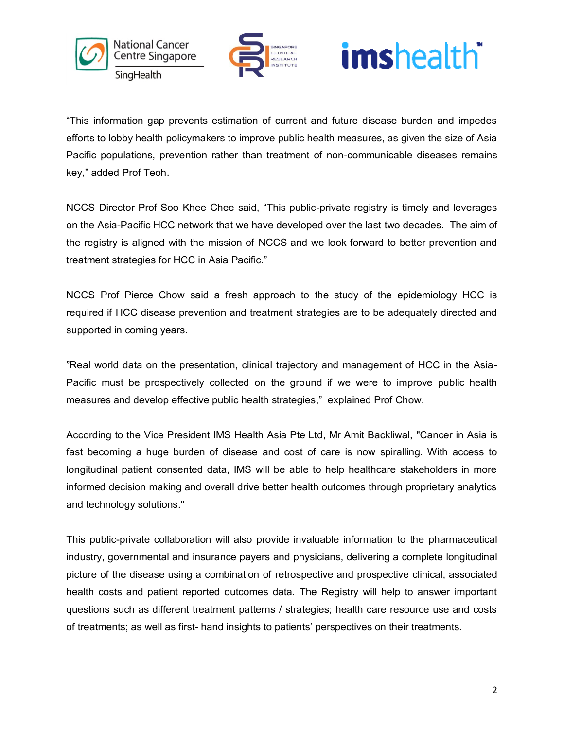“This information gap prevents estimation of current and future disease burden and impedes efforts to lobby health policymakers to improve public health measures, as given the size of Asia Pacific populations, prevention rather than treatment of non-communicable diseases remains key,” added Prof Teoh.

NCCS Director Prof Soo Khee Chee said, “This public-private registry is timely and leverages on the Asia-Pacific HCC network that we have developed over the last two decades. The aim of the registry is aligned with the mission of NCCS and we look forward to better prevention and treatment strategies for HCC in Asia Pacific.”

NCCS Prof Pierce Chow said a fresh approach to the study of the epidemiology HCC is required if HCC disease prevention and treatment strategies are to be adequately directed and supported in coming years.

”Real world data on the presentation, clinical trajectory and management of HCC in the Asia-Pacific must be prospectively collected on the ground if we were to improve public health measures and develop effective public health strategies,” explained Prof Chow.

According to the Vice President IMS Health Asia Pte Ltd, Mr Amit Backliwal, "Cancer in Asia is fast becoming a huge burden of disease and cost of care is now spiralling. With access to longitudinal patient consented data, IMS will be able to help healthcare stakeholders in more informed decision making and overall drive better health outcomes through proprietary analytics and technology solutions."

This public-private collaboration will also provide invaluable information to the pharmaceutical industry, governmental and insurance payers and physicians, delivering a complete longitudinal picture of the disease using a combination of retrospective and prospective clinical, associated health costs and patient reported outcomes data. The Registry will help to answer important questions such as different treatment patterns / strategies; health care resource use and costs of treatments; as well as first- hand insights to patients’ perspectives on their treatments.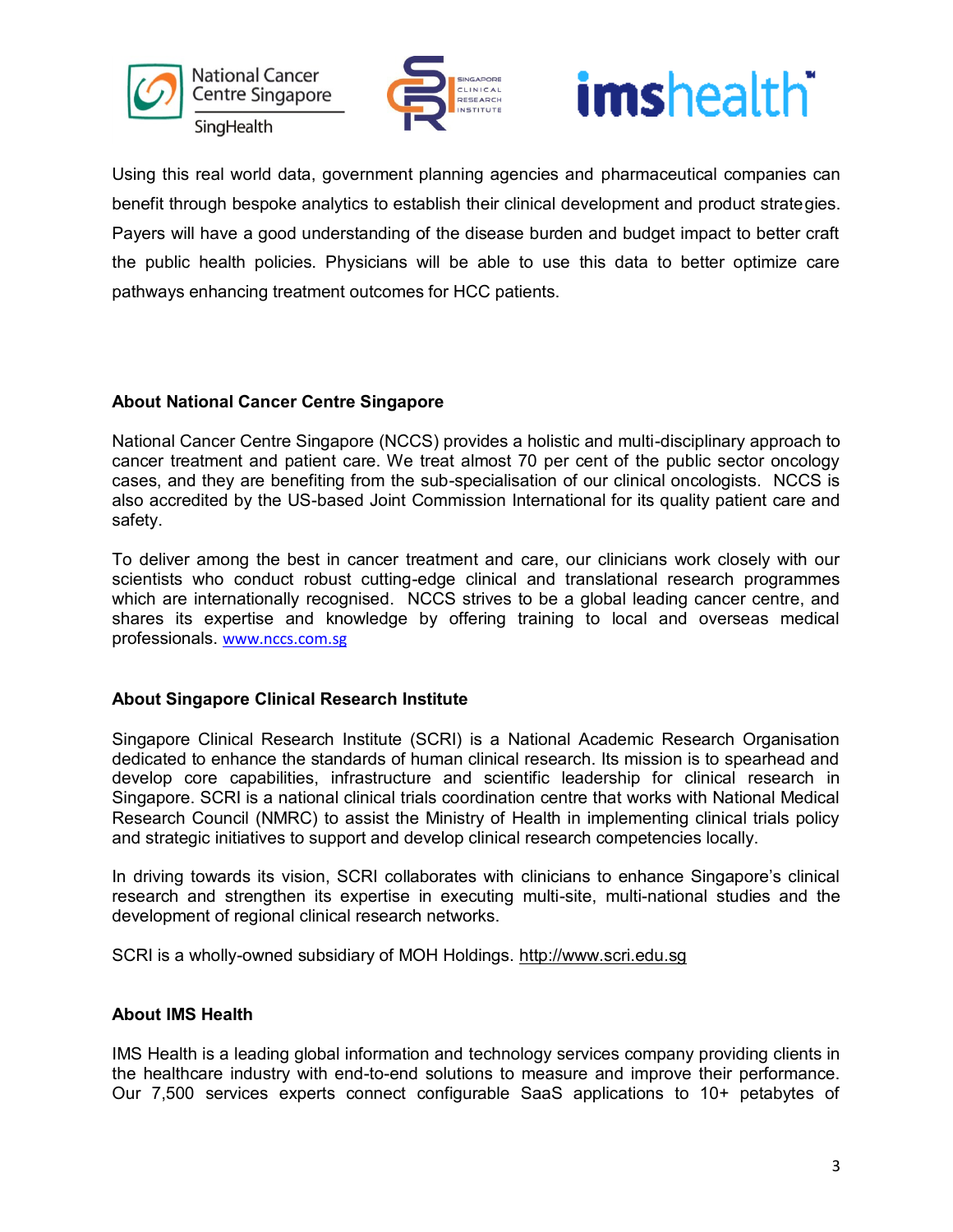Using this real world data, government planning agencies and pharmaceutical companies can benefit through bespoke analytics to establish their clinical development and product strategies. Payers will have a good understanding of the disease burden and budget impact to better craft the public health policies. Physicians will be able to use this data to better optimize care pathways enhancing treatment outcomes for HCC patients.

**About National Cancer Centre Singapore**

National Cancer Centre Singapore (NCCS) provides a holistic and multi-disciplinary approach to cancer treatment and patient care. We treat almost 70 per cent of the public sector oncology cases, and they are benefiting from the sub-specialisation of our clinical oncologists. NCCS is also accredited by the US-based Joint Commission International for its quality patient care and safety.

To deliver among the best in cancer treatment and care, our clinicians work closely with our scientists who conduct robust cutting-edge clinical and translational research programmes which are internationally recognised. NCCS strives to be a global leading cancer centre, and shares its expertise and knowledge by offering training to local and overseas medical professionals. www.nccs.com.sg

**About Singapore Clinical Research Institute**

Singapore Clinical Research Institute (SCRI) is a National Academic Research Organisation dedicated to enhance the standards of human clinical research. Its mission is to spearhead and develop core capabilities, infrastructure and scientific leadership for clinical research in Singapore. SCRI is a national clinical trials coordination centre that works with National Medical Research Council (NMRC) to assist the Ministry of Health in implementing clinical trials policy and strategic initiatives to support and develop clinical research competencies locally.

In driving towards its vision, SCRI collaborates with clinicians to enhance Singapore's clinical research and strengthen its expertise in executing multi-site, multi-national studies and the development of regional clinical research networks.

SCRI is a wholly-owned subsidiary of MOH Holdings. http://www.scri.edu.sg

**About IMS Health**

IMS Health is a leading global information and technology services company providing clients in the healthcare industry with end-to-end solutions to measure and improve their performance. Our 7,500 services experts connect configurable SaaS applications to 10+ petabytes of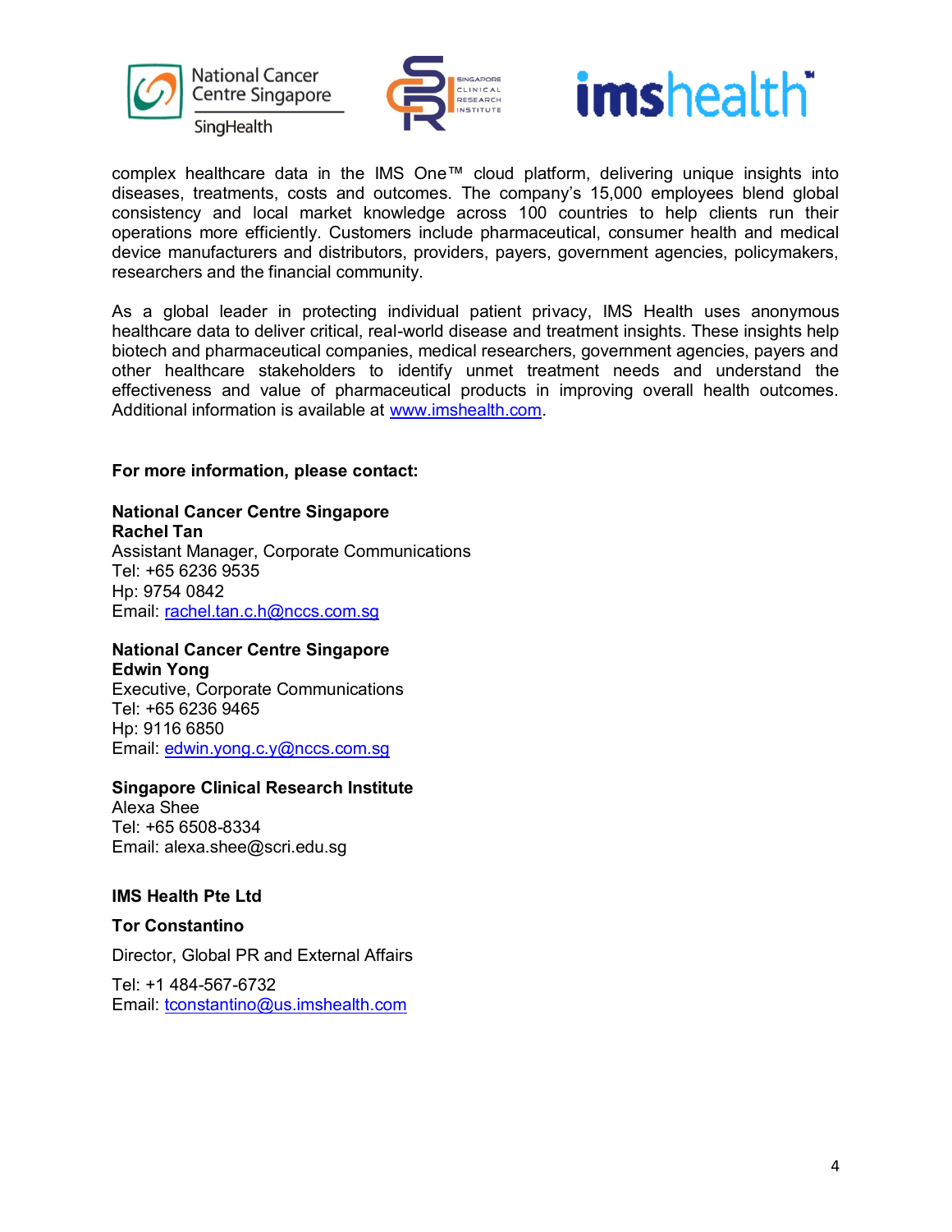complex healthcare data in the IMS One™ cloud platform, delivering unique insights into diseases, treatments, costs and outcomes. The company's 15,000 employees blend global consistency and local market knowledge across 100 countries to help clients run their operations more efficiently. Customers include pharmaceutical, consumer health and medical device manufacturers and distributors, providers, payers, government agencies, policymakers, researchers and the financial community.

As a global leader in protecting individual patient privacy, IMS Health uses anonymous healthcare data to deliver critical, real-world disease and treatment insights. These insights help biotech and pharmaceutical companies, medical researchers, government agencies, payers and other healthcare stakeholders to identify unmet treatment needs and understand the effectiveness and value of pharmaceutical products in improving overall health outcomes. Additional information is available at www.imshealth.com.

**For more information, please contact:**

**National Cancer Centre Singapore**
**Rachel Tan**
Assistant Manager, Corporate Communications
Tel: +65 6236 9535
Hp: 9754 0842
Email: rachel.tan.c.h@nccs.com.sg

**National Cancer Centre Singapore**
**Edwin Yong**
Executive, Corporate Communications
Tel: +65 6236 9465
Hp: 9116 6850
Email: edwin.yong.c.y@nccs.com.sg

**Singapore Clinical Research Institute**
Alexa Shee
Tel: +65 6508-8334
Email: alexa.shee@scri.edu.sg

**IMS Health Pte Ltd**

**Tor Constantino**

Director, Global PR and External Affairs

Tel: +1 484-567-6732
Email: tconstantino@us.imshealth.com